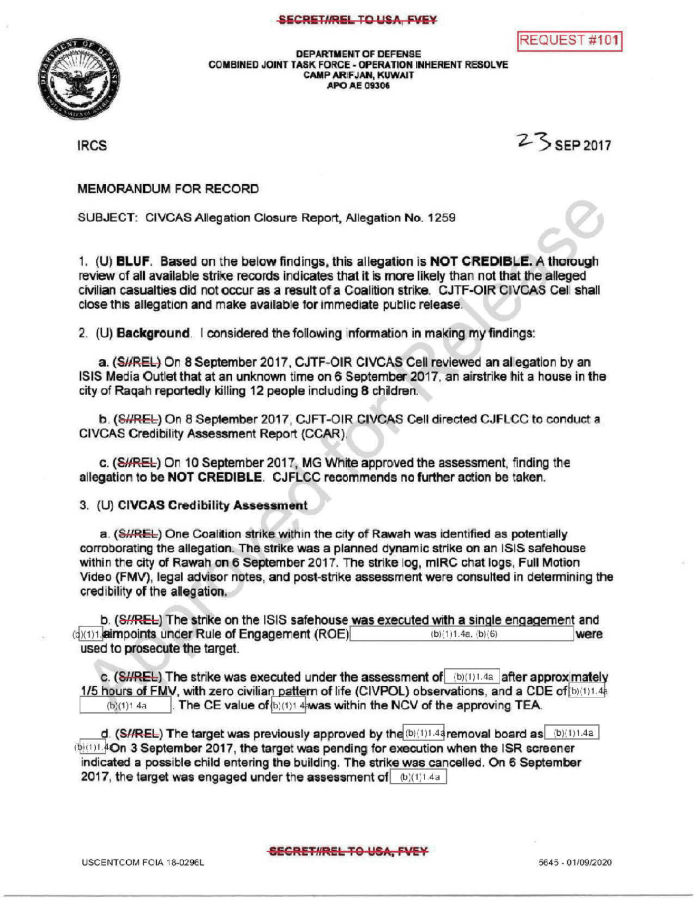SECRET//REL TO USA, FVEY

REQUEST #101

DEPARTMENT OF DEFENSE
COMBINED JOINT TASK FORCE - OPERATION INHERENT RESOLVE
CAMP ARIFJAN, KUWAIT
APO AE 09306

IRCS

23 SEP 2017

MEMORANDUM FOR RECORD

SUBJECT: CIVCAS Allegation Closure Report, Allegation No. 1259

1. (U) **BLUF**. Based on the below findings, this allegation is **NOT CREDIBLE.** A thorough review of all available strike records indicates that it is more likely than not that the alleged civilian casualties did not occur as a result of a Coalition strike. CJTF-OIR CIVCAS Cell shall close this allegation and make available for immediate public release.

2. (U) **Background**. I considered the following information in making my findings:

   a. (~~S//REL~~) On 8 September 2017, CJTF-OIR CIVCAS Cell reviewed an allegation by an ISIS Media Outlet that at an unknown time on 6 September 2017, an airstrike hit a house in the city of Raqah reportedly killing 12 people including 8 children.

   b. (~~S//REL~~) On 8 September 2017, CJFT-OIR CIVCAS Cell directed CJFLCC to conduct a CIVCAS Credibility Assessment Report (CCAR).

   c. (~~S//REL~~) On 10 September 2017, MG White approved the assessment, finding the allegation to be **NOT CREDIBLE**. CJFLCC recommends no further action be taken.

3. (U) **CIVCAS Credibility Assessment**

   a. (~~S//REL~~) One Coalition strike within the city of Rawah was identified as potentially corroborating the allegation. The strike was a planned dynamic strike on an ISIS safehouse within the city of Rawah on 6 September 2017. The strike log, mIRC chat logs, Full Motion Video (FMV), legal advisor notes, and post-strike assessment were consulted in determining the credibility of the allegation.

   b. (~~S//REL~~) The strike on the ISIS safehouse was executed with a single engagement and (b)(1)1.4a aimpoints under Rule of Engagement (ROE) (b)(1)1.4a, (b)(6) were used to prosecute the target.

   c. (~~S//REL~~) The strike was executed under the assessment of (b)(1)1.4a after approximately 1/5 hours of FMV, with zero civilian pattern of life (CIVPOL) observations, and a CDE of (b)(1)1.4a (b)(1)1.4a. The CE value of (b)(1)1.4a was within the NCV of the approving TEA.

   d. (~~S//REL~~) The target was previously approved by the (b)(1)1.4a removal board as (b)(1)1.4a (b)(1)1.4a On 3 September 2017, the target was pending for execution when the ISR screener indicated a possible child entering the building. The strike was cancelled. On 6 September 2017, the target was engaged under the assessment of (b)(1)1.4a

SECRET//REL TO USA, FVEY

USCENTCOM FOIA 18-0296L

5645 - 01/09/2020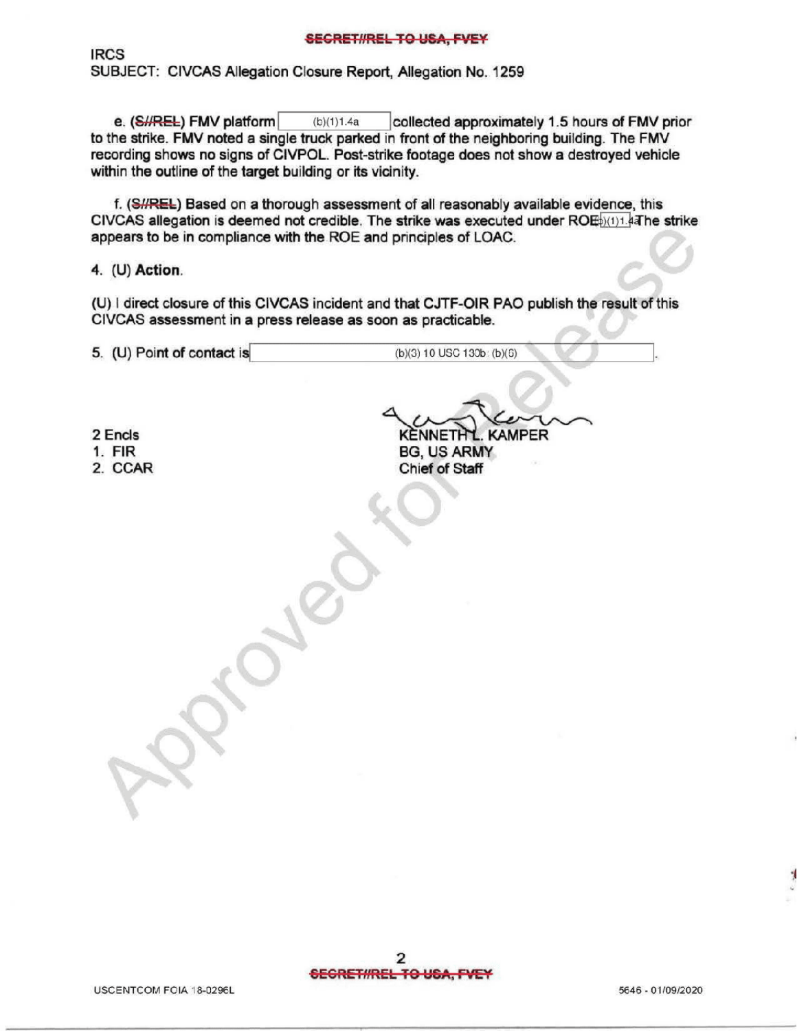IRCS
SUBJECT: CIVCAS Allegation Closure Report, Allegation No. 1259

e. (S//REL) FMV platform (b)(1)1.4a collected approximately 1.5 hours of FMV prior to the strike. FMV noted a single truck parked in front of the neighboring building. The FMV recording shows no signs of CIVPOL. Post-strike footage does not show a destroyed vehicle within the outline of the target building or its vicinity.

f. (S//REL) Based on a thorough assessment of all reasonably available evidence, this CIVCAS allegation is deemed not credible. The strike was executed under ROE (b)(1)1.4a The strike appears to be in compliance with the ROE and principles of LOAC.

4. (U) **Action**.

(U) I direct closure of this CIVCAS incident and that CJTF-OIR PAO publish the result of this CIVCAS assessment in a press release as soon as practicable.

5. (U) Point of contact is (b)(3) 10 USC 130b; (b)(6).

2 Encls
1. FIR
2. CCAR

KENNETH L. KAMPER
BG, US ARMY
Chief of Staff

USCENTCOM FOIA 18-0296L

5646 - 01/09/2020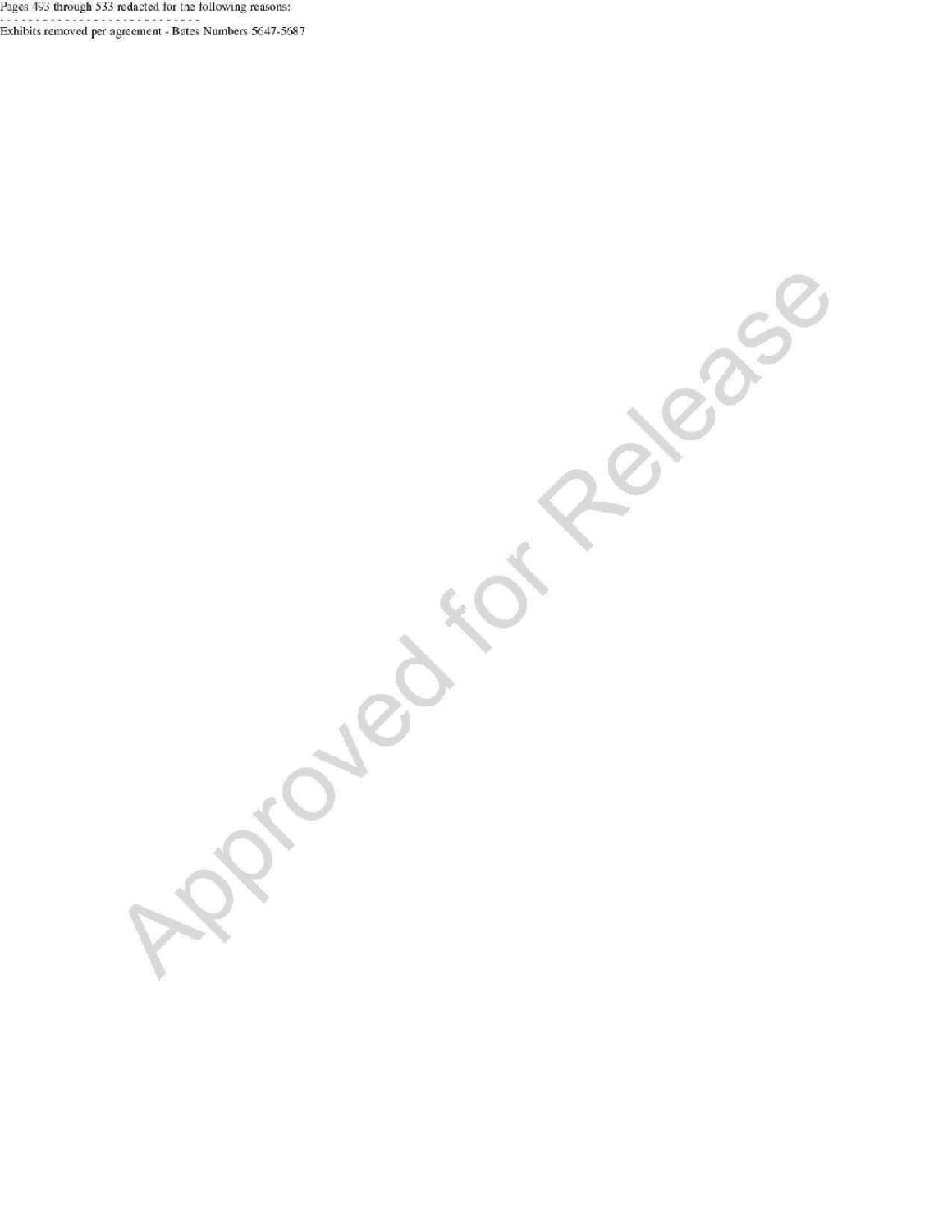Pages 493 through 533 redacted for the following reasons:

- - - - - - - - - - - - - - - - - - - - - - - - - - - -

Exhibits removed per agreement - Bates Numbers 5647-5687

Approved for Release